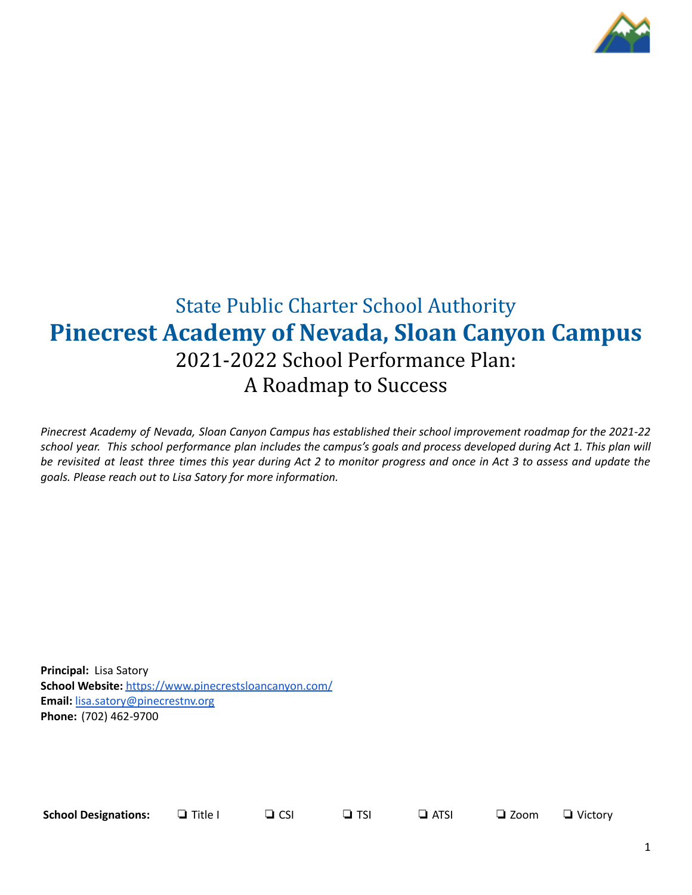State Public Charter School Authority

# Pinecrest Academy of Nevada, Sloan Canyon Campus

## 2021-2022 School Performance Plan: A Roadmap to Success

*Pinecrest Academy of Nevada, Sloan Canyon Campus has established their school improvement roadmap for the 2021-22 school year. This school performance plan includes the campus's goals and process developed during Act 1. This plan will be revisited at least three times this year during Act 2 to monitor progress and once in Act 3 to assess and update the goals. Please reach out to Lisa Satory for more information.*

**Principal:** Lisa Satory
**School Website:** [https://www.pinecrestsloancanyon.com/](https://www.pinecrestsloancanyon.com/)
**Email:** [lisa.satory@pinecrestnv.org](mailto:lisa.satory@pinecrestnv.org)
**Phone:** (702) 462-9700

**School Designations:** ❏ Title I ❏ CSI ❏ TSI ❏ ATSI ❏ Zoom ❏ Victory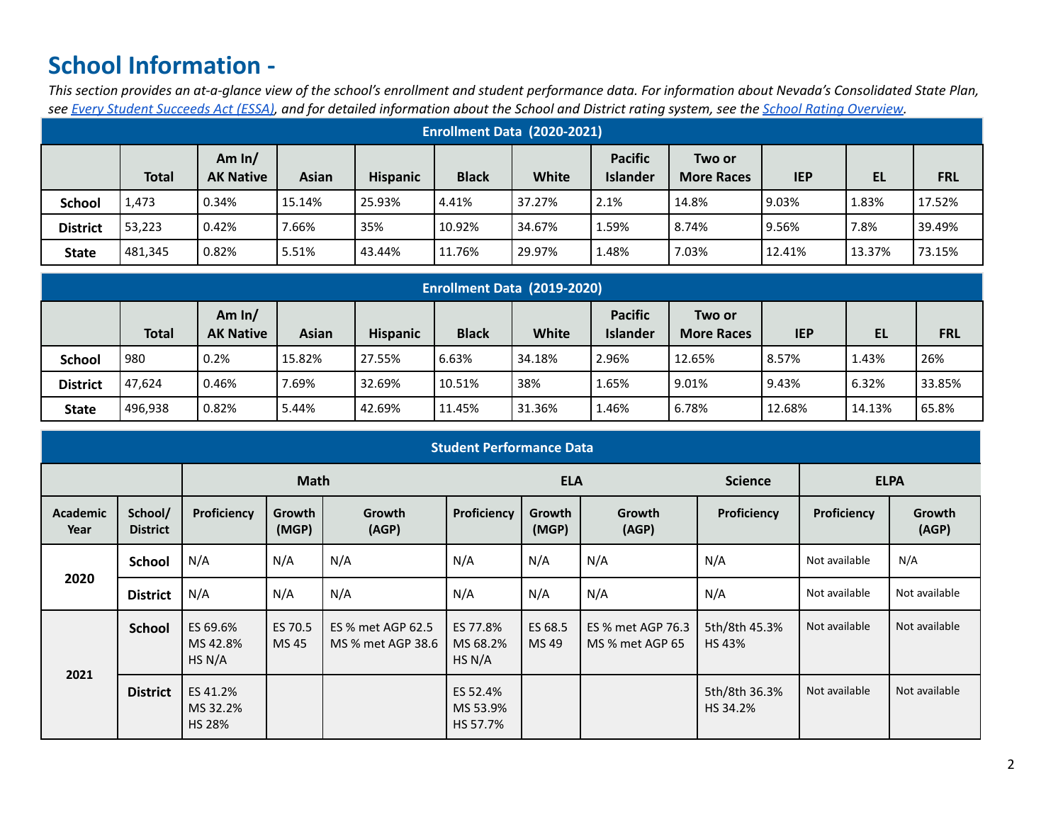# School Information -

*This section provides an at-a-glance view of the school's enrollment and student performance data. For information about Nevada's Consolidated State Plan, see [Every Student Succeeds Act (ESSA)](), and for detailed information about the School and District rating system, see the [School Rating Overview]().*

| Enrollment Data (2020-2021) | | | | | | | | | | | |
|---|---|---|---|---|---|---|---|---|---|---|---|
| | Total | Am In/ AK Native | Asian | Hispanic | Black | White | Pacific Islander | Two or More Races | IEP | EL | FRL |
| School | 1,473 | 0.34% | 15.14% | 25.93% | 4.41% | 37.27% | 2.1% | 14.8% | 9.03% | 1.83% | 17.52% |
| District | 53,223 | 0.42% | 7.66% | 35% | 10.92% | 34.67% | 1.59% | 8.74% | 9.56% | 7.8% | 39.49% |
| State | 481,345 | 0.82% | 5.51% | 43.44% | 11.76% | 29.97% | 1.48% | 7.03% | 12.41% | 13.37% | 73.15% |

| Enrollment Data (2019-2020) | | | | | | | | | | | |
|---|---|---|---|---|---|---|---|---|---|---|---|
| | Total | Am In/ AK Native | Asian | Hispanic | Black | White | Pacific Islander | Two or More Races | IEP | EL | FRL |
| School | 980 | 0.2% | 15.82% | 27.55% | 6.63% | 34.18% | 2.96% | 12.65% | 8.57% | 1.43% | 26% |
| District | 47,624 | 0.46% | 7.69% | 32.69% | 10.51% | 38% | 1.65% | 9.01% | 9.43% | 6.32% | 33.85% |
| State | 496,938 | 0.82% | 5.44% | 42.69% | 11.45% | 31.36% | 1.46% | 6.78% | 12.68% | 14.13% | 65.8% |

| Student Performance Data | | | | | | | | | | |
|---|---|---|---|---|---|---|---|---|---|---|
| | | Math | | | ELA | | | Science | ELPA | |
| Academic Year | School/ District | Proficiency | Growth (MGP) | Growth (AGP) | Proficiency | Growth (MGP) | Growth (AGP) | Proficiency | Proficiency | Growth (AGP) |
| 2020 | School | N/A | N/A | N/A | N/A | N/A | N/A | N/A | Not available | N/A |
| | District | N/A | N/A | N/A | N/A | N/A | N/A | N/A | Not available | Not available |
| 2021 | School | ES 69.6%<br>MS 42.8%<br>HS N/A | ES 70.5<br>MS 45 | ES % met AGP 62.5<br>MS % met AGP 38.6 | ES 77.8%<br>MS 68.2%<br>HS N/A | ES 68.5<br>MS 49 | ES % met AGP 76.3<br>MS % met AGP 65 | 5th/8th 45.3%<br>HS 43% | Not available | Not available |
| | District | ES 41.2%<br>MS 32.2%<br>HS 28% | | | ES 52.4%<br>MS 53.9%<br>HS 57.7% | | | 5th/8th 36.3%<br>HS 34.2% | Not available | Not available |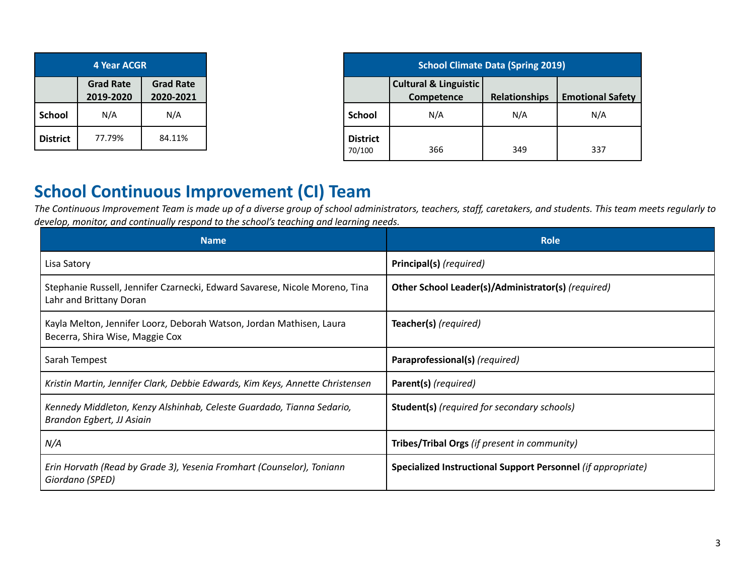| 4 Year ACGR | | |
|---|---|---|
| | Grad Rate 2019-2020 | Grad Rate 2020-2021 |
| **School** | N/A | N/A |
| **District** | 77.79% | 84.11% |

| School Climate Data (Spring 2019) | | | |
|---|---|---|---|
| | Cultural & Linguistic Competence | Relationships | Emotional Safety |
| **School** | N/A | N/A | N/A |
| **District** 70/100 | 366 | 349 | 337 |

## School Continuous Improvement (CI) Team

*The Continuous Improvement Team is made up of a diverse group of school administrators, teachers, staff, caretakers, and students. This team meets regularly to develop, monitor, and continually respond to the school's teaching and learning needs.*

| Name | Role |
|---|---|
| Lisa Satory | **Principal(s)** *(required)* |
| Stephanie Russell, Jennifer Czarnecki, Edward Savarese, Nicole Moreno, Tina Lahr and Brittany Doran | **Other School Leader(s)/Administrator(s)** *(required)* |
| Kayla Melton, Jennifer Loorz, Deborah Watson, Jordan Mathisen, Laura Becerra, Shira Wise, Maggie Cox | **Teacher(s)** *(required)* |
| Sarah Tempest | **Paraprofessional(s)** *(required)* |
| *Kristin Martin, Jennifer Clark, Debbie Edwards, Kim Keys, Annette Christensen* | **Parent(s)** *(required)* |
| *Kennedy Middleton, Kenzy Alshinhab, Celeste Guardado, Tianna Sedario, Brandon Egbert, JJ Asiain* | **Student(s)** *(required for secondary schools)* |
| *N/A* | **Tribes/Tribal Orgs** *(if present in community)* |
| *Erin Horvath (Read by Grade 3), Yesenia Fromhart (Counselor), Toniann Giordano (SPED)* | **Specialized Instructional Support Personnel** *(if appropriate)* |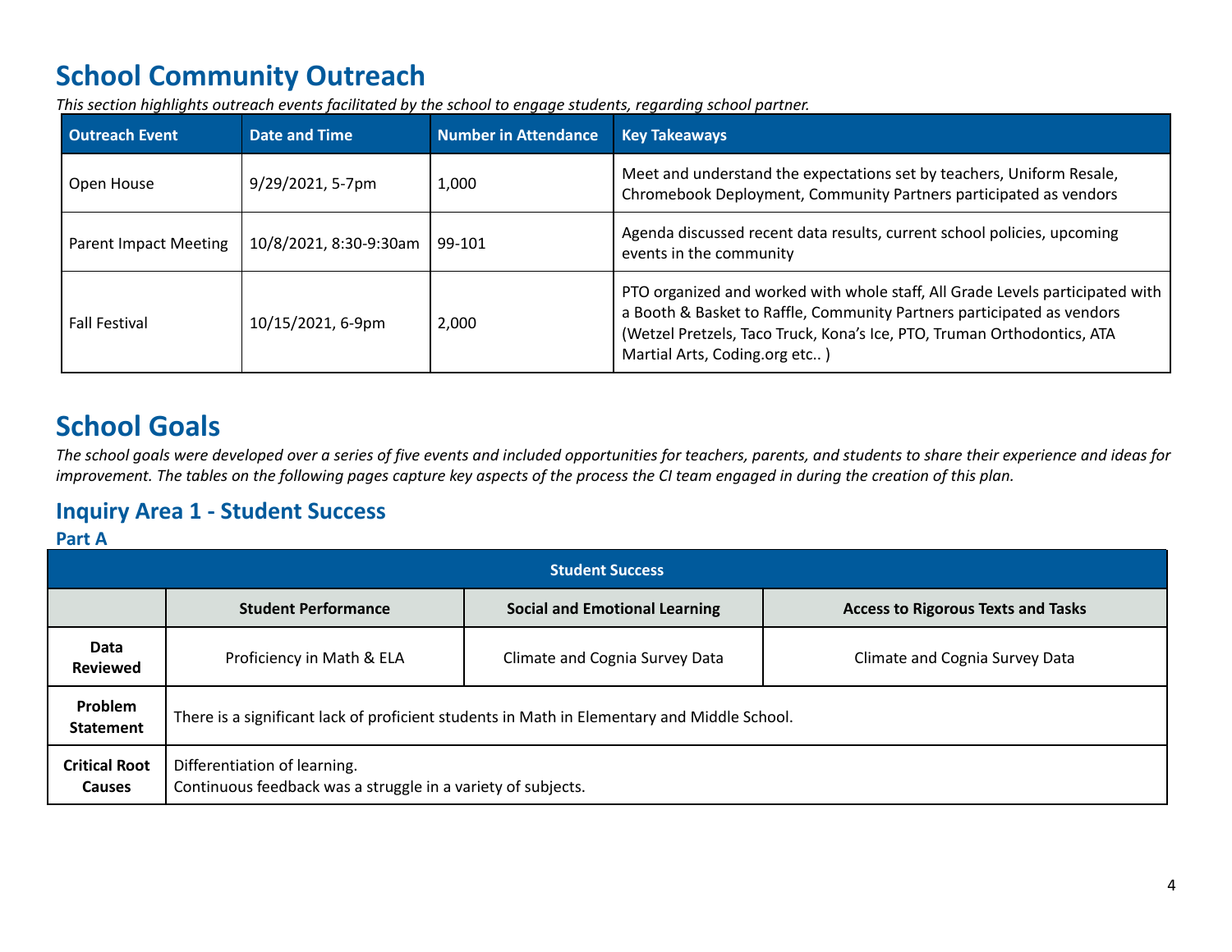# School Community Outreach

*This section highlights outreach events facilitated by the school to engage students, regarding school partner.*

| Outreach Event | Date and Time | Number in Attendance | Key Takeaways |
|---|---|---|---|
| Open House | 9/29/2021, 5-7pm | 1,000 | Meet and understand the expectations set by teachers, Uniform Resale, Chromebook Deployment, Community Partners participated as vendors |
| Parent Impact Meeting | 10/8/2021, 8:30-9:30am | 99-101 | Agenda discussed recent data results, current school policies, upcoming events in the community |
| Fall Festival | 10/15/2021, 6-9pm | 2,000 | PTO organized and worked with whole staff, All Grade Levels participated with a Booth & Basket to Raffle, Community Partners participated as vendors (Wetzel Pretzels, Taco Truck, Kona's Ice, PTO, Truman Orthodontics, ATA Martial Arts, Coding.org etc.. ) |

# School Goals

*The school goals were developed over a series of five events and included opportunities for teachers, parents, and students to share their experience and ideas for improvement. The tables on the following pages capture key aspects of the process the CI team engaged in during the creation of this plan.*

## Inquiry Area 1 - Student Success

### Part A

| Student Success | | | |
|---|---|---|---|
| | **Student Performance** | **Social and Emotional Learning** | **Access to Rigorous Texts and Tasks** |
| **Data Reviewed** | Proficiency in Math & ELA | Climate and Cognia Survey Data | Climate and Cognia Survey Data |
| **Problem Statement** | There is a significant lack of proficient students in Math in Elementary and Middle School. | | |
| **Critical Root Causes** | Differentiation of learning.<br>Continuous feedback was a struggle in a variety of subjects. | | |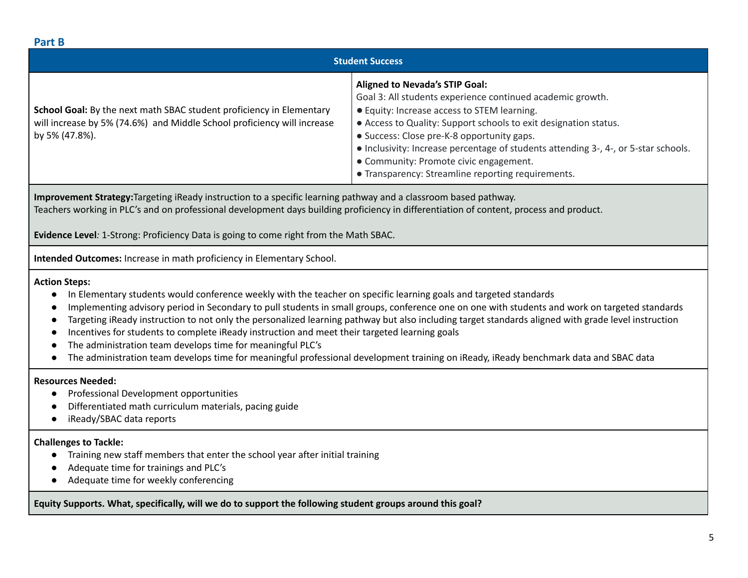### Part B

| Student Success | |
|---|---|
| **School Goal:** By the next math SBAC student proficiency in Elementary will increase by 5% (74.6%) and Middle School proficiency will increase by 5% (47.8%). | **Aligned to Nevada's STIP Goal:**<br>Goal 3: All students experience continued academic growth.<br>● Equity: Increase access to STEM learning.<br>● Access to Quality: Support schools to exit designation status.<br>● Success: Close pre-K-8 opportunity gaps.<br>● Inclusivity: Increase percentage of students attending 3-, 4-, or 5-star schools.<br>● Community: Promote civic engagement.<br>● Transparency: Streamline reporting requirements. |

**Improvement Strategy:**Targeting iReady instruction to a specific learning pathway and a classroom based pathway.
Teachers working in PLC's and on professional development days building proficiency in differentiation of content, process and product.

**Evidence Level***:* 1-Strong: Proficiency Data is going to come right from the Math SBAC.

**Intended Outcomes:** Increase in math proficiency in Elementary School.

**Action Steps:**

- In Elementary students would conference weekly with the teacher on specific learning goals and targeted standards
- Implementing advisory period in Secondary to pull students in small groups, conference one on one with students and work on targeted standards
- Targeting iReady instruction to not only the personalized learning pathway but also including target standards aligned with grade level instruction
- Incentives for students to complete iReady instruction and meet their targeted learning goals
- The administration team develops time for meaningful PLC's
- The administration team develops time for meaningful professional development training on iReady, iReady benchmark data and SBAC data

**Resources Needed:**

- Professional Development opportunities
- Differentiated math curriculum materials, pacing guide
- iReady/SBAC data reports

**Challenges to Tackle:**

- Training new staff members that enter the school year after initial training
- Adequate time for trainings and PLC's
- Adequate time for weekly conferencing

**Equity Supports. What, specifically, will we do to support the following student groups around this goal?**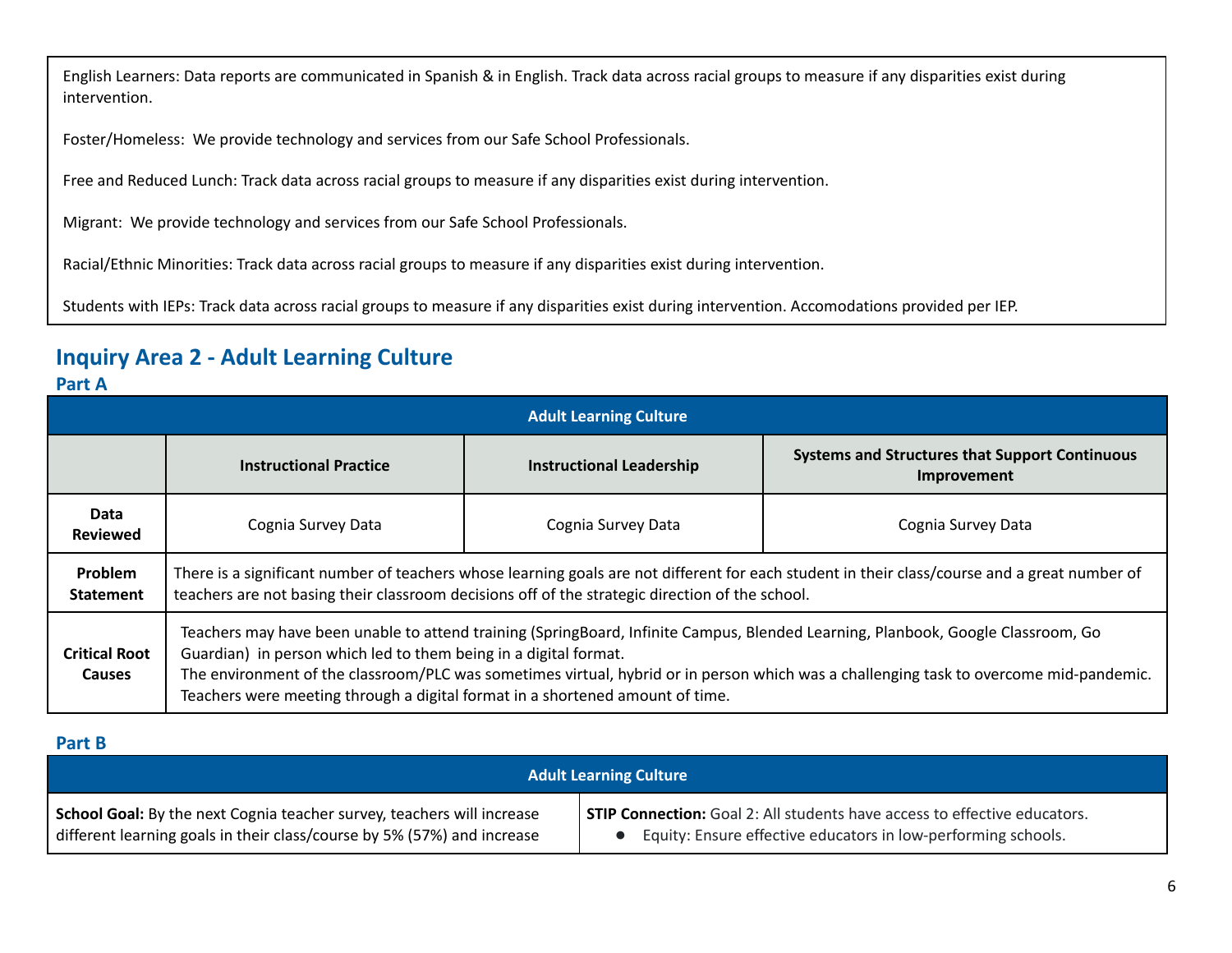| English Learners: Data reports are communicated in Spanish & in English. Track data across racial groups to measure if any disparities exist during intervention.<br><br>Foster/Homeless: We provide technology and services from our Safe School Professionals.<br><br>Free and Reduced Lunch: Track data across racial groups to measure if any disparities exist during intervention.<br><br>Migrant: We provide technology and services from our Safe School Professionals.<br><br>Racial/Ethnic Minorities: Track data across racial groups to measure if any disparities exist during intervention.<br><br>Students with IEPs: Track data across racial groups to measure if any disparities exist during intervention. Accomodations provided per IEP. |
|---|

## Inquiry Area 2 - Adult Learning Culture

### Part A

| Adult Learning Culture | | | |
|---|---|---|---|
| | **Instructional Practice** | **Instructional Leadership** | **Systems and Structures that Support Continuous Improvement** |
| **Data Reviewed** | Cognia Survey Data | Cognia Survey Data | Cognia Survey Data |
| **Problem Statement** | There is a significant number of teachers whose learning goals are not different for each student in their class/course and a great number of teachers are not basing their classroom decisions off of the strategic direction of the school. | | |
| **Critical Root Causes** | Teachers may have been unable to attend training (SpringBoard, Infinite Campus, Blended Learning, Planbook, Google Classroom, Go Guardian) in person which led to them being in a digital format.<br>The environment of the classroom/PLC was sometimes virtual, hybrid or in person which was a challenging task to overcome mid-pandemic.<br>Teachers were meeting through a digital format in a shortened amount of time. | | |

### Part B

| Adult Learning Culture | |
|---|---|
| **School Goal:** By the next Cognia teacher survey, teachers will increase different learning goals in their class/course by 5% (57%) and increase | **STIP Connection:** Goal 2: All students have access to effective educators.<br>• Equity: Ensure effective educators in low-performing schools. |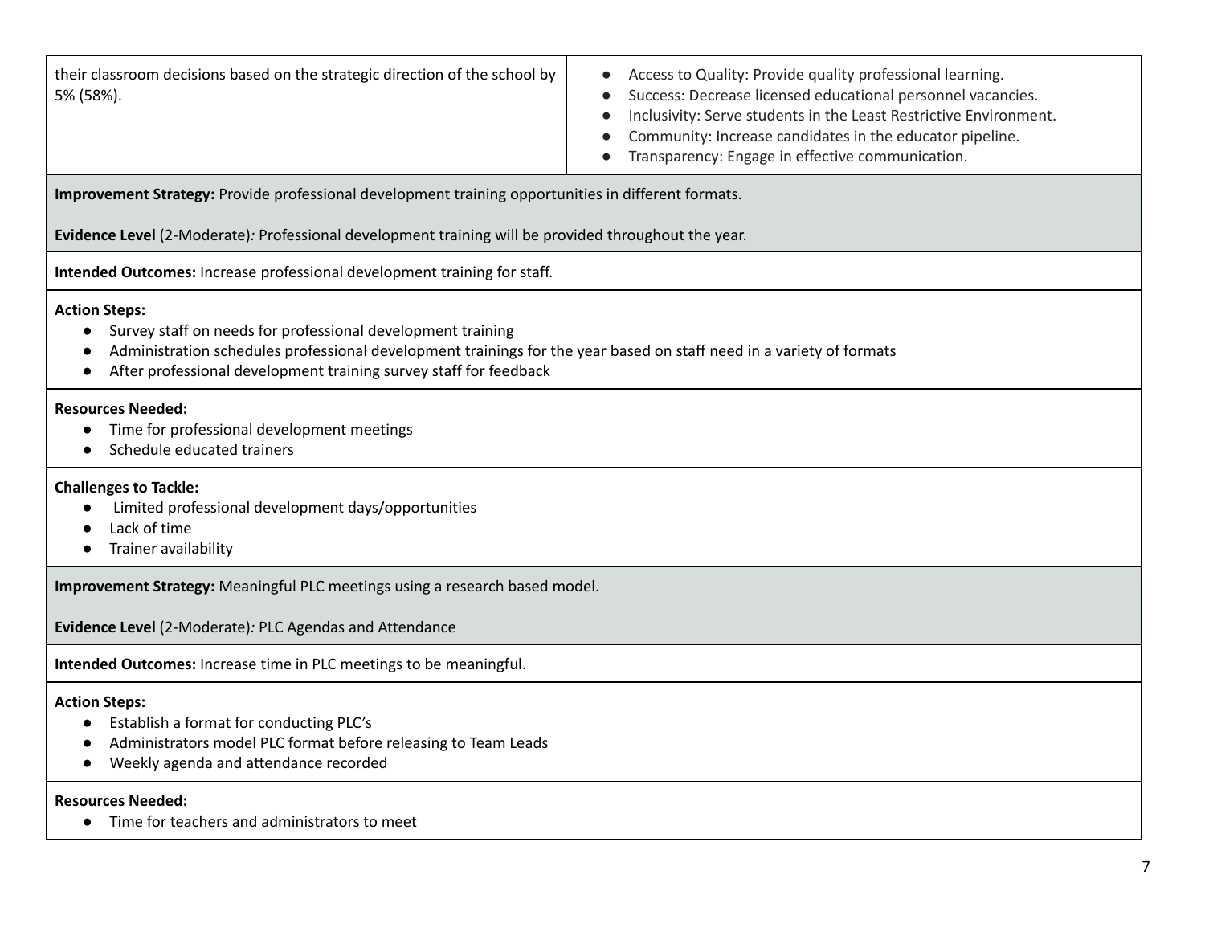| | |
|---|---|
| their classroom decisions based on the strategic direction of the school by 5% (58%). | • Access to Quality: Provide quality professional learning.<br>• Success: Decrease licensed educational personnel vacancies.<br>• Inclusivity: Serve students in the Least Restrictive Environment.<br>• Community: Increase candidates in the educator pipeline.<br>• Transparency: Engage in effective communication. |

**Improvement Strategy:** Provide professional development training opportunities in different formats.

**Evidence Level** (2-Moderate)*:* Professional development training will be provided throughout the year.

**Intended Outcomes:** Increase professional development training for staff.

**Action Steps:**
- Survey staff on needs for professional development training
- Administration schedules professional development trainings for the year based on staff need in a variety of formats
- After professional development training survey staff for feedback

**Resources Needed:**
- Time for professional development meetings
- Schedule educated trainers

**Challenges to Tackle:**
- Limited professional development days/opportunities
- Lack of time
- Trainer availability

**Improvement Strategy:** Meaningful PLC meetings using a research based model.

**Evidence Level** (2-Moderate)*:* PLC Agendas and Attendance

**Intended Outcomes:** Increase time in PLC meetings to be meaningful.

**Action Steps:**
- Establish a format for conducting PLC's
- Administrators model PLC format before releasing to Team Leads
- Weekly agenda and attendance recorded

**Resources Needed:**
- Time for teachers and administrators to meet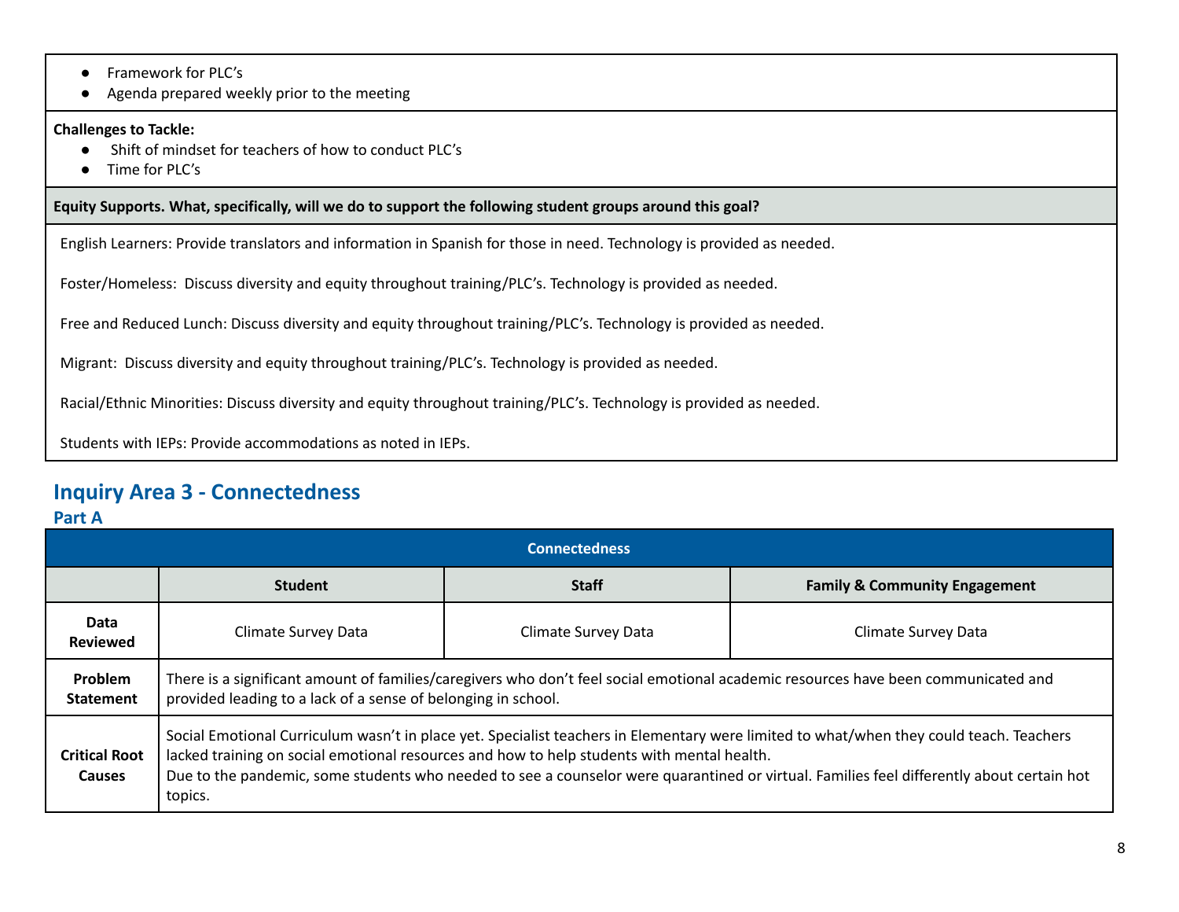- Framework for PLC's
- Agenda prepared weekly prior to the meeting

**Challenges to Tackle:**

- Shift of mindset for teachers of how to conduct PLC's
- Time for PLC's

**Equity Supports. What, specifically, will we do to support the following student groups around this goal?**

English Learners: Provide translators and information in Spanish for those in need. Technology is provided as needed.

Foster/Homeless: Discuss diversity and equity throughout training/PLC's. Technology is provided as needed.

Free and Reduced Lunch: Discuss diversity and equity throughout training/PLC's. Technology is provided as needed.

Migrant: Discuss diversity and equity throughout training/PLC's. Technology is provided as needed.

Racial/Ethnic Minorities: Discuss diversity and equity throughout training/PLC's. Technology is provided as needed.

Students with IEPs: Provide accommodations as noted in IEPs.

## Inquiry Area 3 - Connectedness

### Part A

| Connectedness | | | |
|---|---|---|---|
| | **Student** | **Staff** | **Family & Community Engagement** |
| **Data Reviewed** | Climate Survey Data | Climate Survey Data | Climate Survey Data |
| **Problem Statement** | There is a significant amount of families/caregivers who don't feel social emotional academic resources have been communicated and provided leading to a lack of a sense of belonging in school. | | |
| **Critical Root Causes** | Social Emotional Curriculum wasn't in place yet. Specialist teachers in Elementary were limited to what/when they could teach. Teachers lacked training on social emotional resources and how to help students with mental health.<br>Due to the pandemic, some students who needed to see a counselor were quarantined or virtual. Families feel differently about certain hot topics. | | |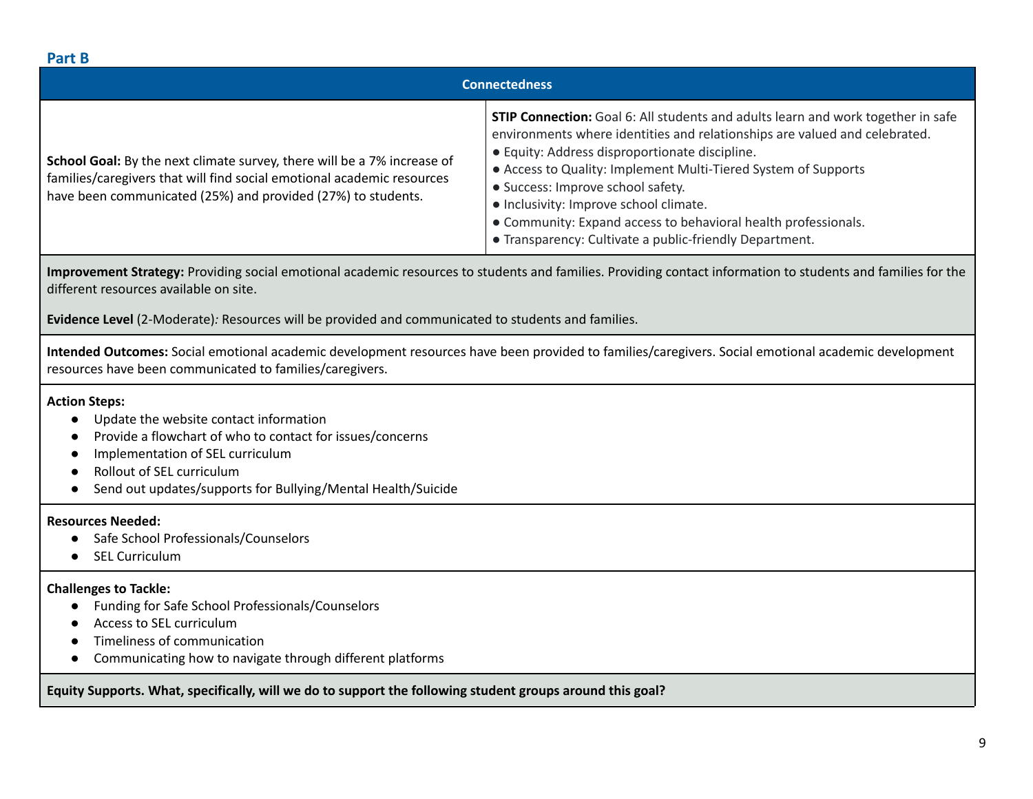### Part B

| Connectedness | |
|---|---|
| **School Goal:** By the next climate survey, there will be a 7% increase of families/caregivers that will find social emotional academic resources have been communicated (25%) and provided (27%) to students. | **STIP Connection:** Goal 6: All students and adults learn and work together in safe environments where identities and relationships are valued and celebrated.<br>● Equity: Address disproportionate discipline.<br>● Access to Quality: Implement Multi-Tiered System of Supports<br>● Success: Improve school safety.<br>● Inclusivity: Improve school climate.<br>● Community: Expand access to behavioral health professionals.<br>● Transparency: Cultivate a public-friendly Department. |

**Improvement Strategy:** Providing social emotional academic resources to students and families. Providing contact information to students and families for the different resources available on site.

**Evidence Level** (2-Moderate)*:* Resources will be provided and communicated to students and families.

**Intended Outcomes:** Social emotional academic development resources have been provided to families/caregivers. Social emotional academic development resources have been communicated to families/caregivers.

**Action Steps:**

- Update the website contact information
- Provide a flowchart of who to contact for issues/concerns
- Implementation of SEL curriculum
- Rollout of SEL curriculum
- Send out updates/supports for Bullying/Mental Health/Suicide

**Resources Needed:**

- Safe School Professionals/Counselors
- SEL Curriculum

**Challenges to Tackle:**

- Funding for Safe School Professionals/Counselors
- Access to SEL curriculum
- Timeliness of communication
- Communicating how to navigate through different platforms

**Equity Supports. What, specifically, will we do to support the following student groups around this goal?**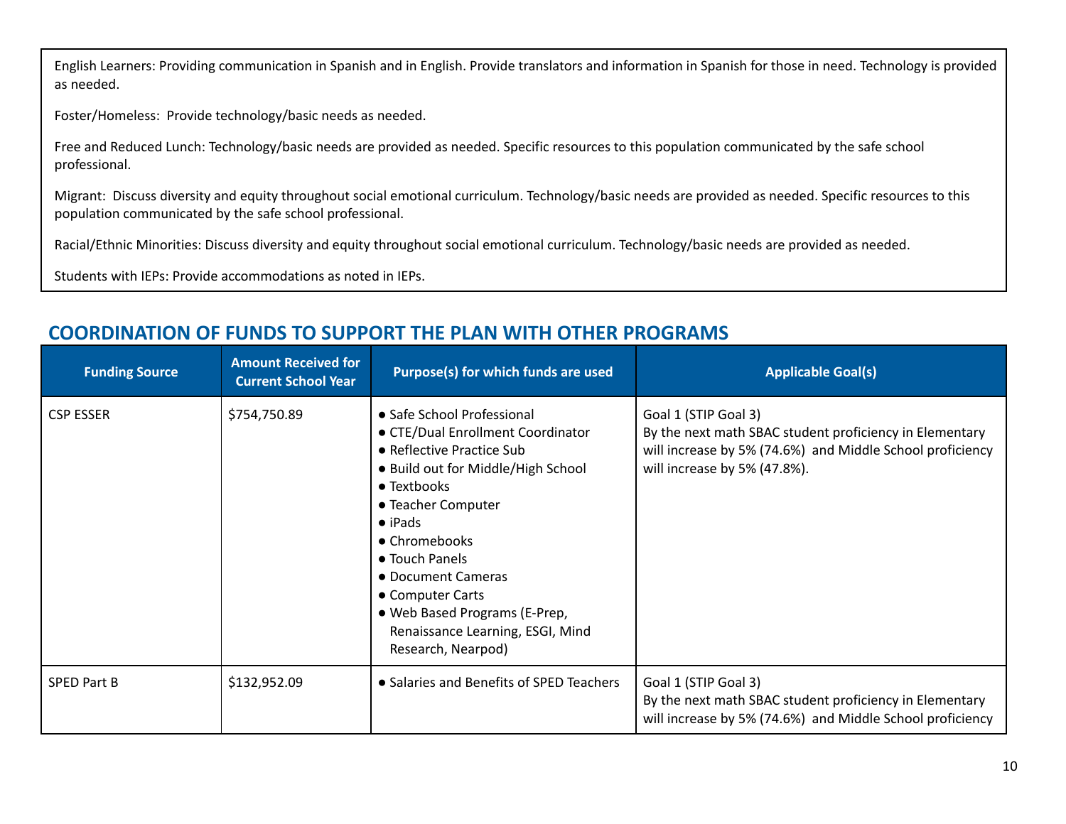English Learners: Providing communication in Spanish and in English. Provide translators and information in Spanish for those in need. Technology is provided as needed.

Foster/Homeless: Provide technology/basic needs as needed.

Free and Reduced Lunch: Technology/basic needs are provided as needed. Specific resources to this population communicated by the safe school professional.

Migrant: Discuss diversity and equity throughout social emotional curriculum. Technology/basic needs are provided as needed. Specific resources to this population communicated by the safe school professional.

Racial/Ethnic Minorities: Discuss diversity and equity throughout social emotional curriculum. Technology/basic needs are provided as needed.

Students with IEPs: Provide accommodations as noted in IEPs.

## COORDINATION OF FUNDS TO SUPPORT THE PLAN WITH OTHER PROGRAMS

| Funding Source | Amount Received for Current School Year | Purpose(s) for which funds are used | Applicable Goal(s) |
|---|---|---|---|
| CSP ESSER | $754,750.89 | ● Safe School Professional<br>● CTE/Dual Enrollment Coordinator<br>● Reflective Practice Sub<br>● Build out for Middle/High School<br>● Textbooks<br>● Teacher Computer<br>● iPads<br>● Chromebooks<br>● Touch Panels<br>● Document Cameras<br>● Computer Carts<br>● Web Based Programs (E-Prep, Renaissance Learning, ESGI, Mind Research, Nearpod) | Goal 1 (STIP Goal 3)<br>By the next math SBAC student proficiency in Elementary will increase by 5% (74.6%) and Middle School proficiency will increase by 5% (47.8%). |
| SPED Part B | $132,952.09 | ● Salaries and Benefits of SPED Teachers | Goal 1 (STIP Goal 3)<br>By the next math SBAC student proficiency in Elementary will increase by 5% (74.6%) and Middle School proficiency |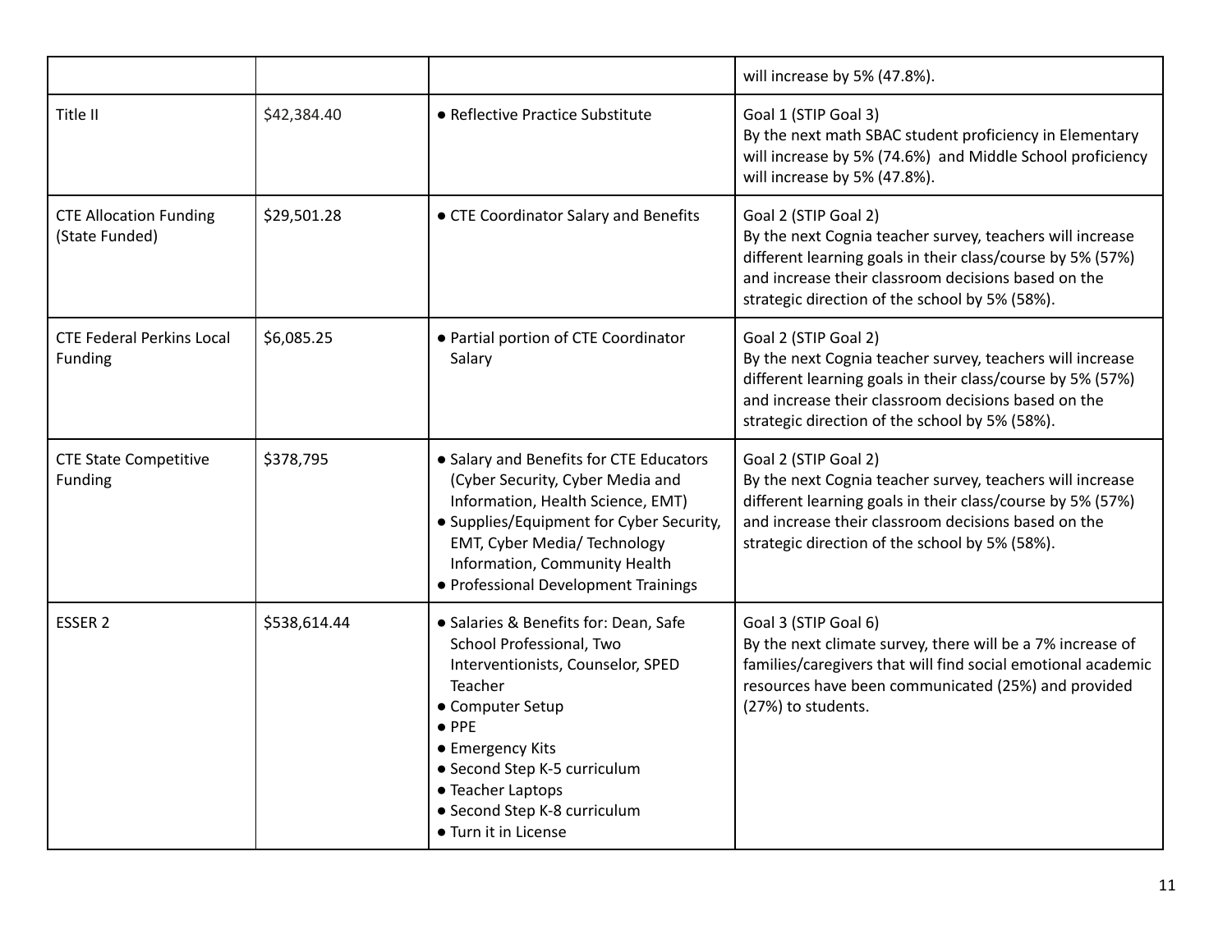| | | | will increase by 5% (47.8%). |
|---|---|---|---|
| Title II | $42,384.40 | • Reflective Practice Substitute | Goal 1 (STIP Goal 3)<br>By the next math SBAC student proficiency in Elementary will increase by 5% (74.6%) and Middle School proficiency will increase by 5% (47.8%). |
| CTE Allocation Funding (State Funded) | $29,501.28 | • CTE Coordinator Salary and Benefits | Goal 2 (STIP Goal 2)<br>By the next Cognia teacher survey, teachers will increase different learning goals in their class/course by 5% (57%) and increase their classroom decisions based on the strategic direction of the school by 5% (58%). |
| CTE Federal Perkins Local Funding | $6,085.25 | • Partial portion of CTE Coordinator Salary | Goal 2 (STIP Goal 2)<br>By the next Cognia teacher survey, teachers will increase different learning goals in their class/course by 5% (57%) and increase their classroom decisions based on the strategic direction of the school by 5% (58%). |
| CTE State Competitive Funding | $378,795 | • Salary and Benefits for CTE Educators (Cyber Security, Cyber Media and Information, Health Science, EMT)<br>• Supplies/Equipment for Cyber Security, EMT, Cyber Media/ Technology Information, Community Health<br>• Professional Development Trainings | Goal 2 (STIP Goal 2)<br>By the next Cognia teacher survey, teachers will increase different learning goals in their class/course by 5% (57%) and increase their classroom decisions based on the strategic direction of the school by 5% (58%). |
| ESSER 2 | $538,614.44 | • Salaries & Benefits for: Dean, Safe School Professional, Two Interventionists, Counselor, SPED Teacher<br>• Computer Setup<br>• PPE<br>• Emergency Kits<br>• Second Step K-5 curriculum<br>• Teacher Laptops<br>• Second Step K-8 curriculum<br>• Turn it in License | Goal 3 (STIP Goal 6)<br>By the next climate survey, there will be a 7% increase of families/caregivers that will find social emotional academic resources have been communicated (25%) and provided (27%) to students. |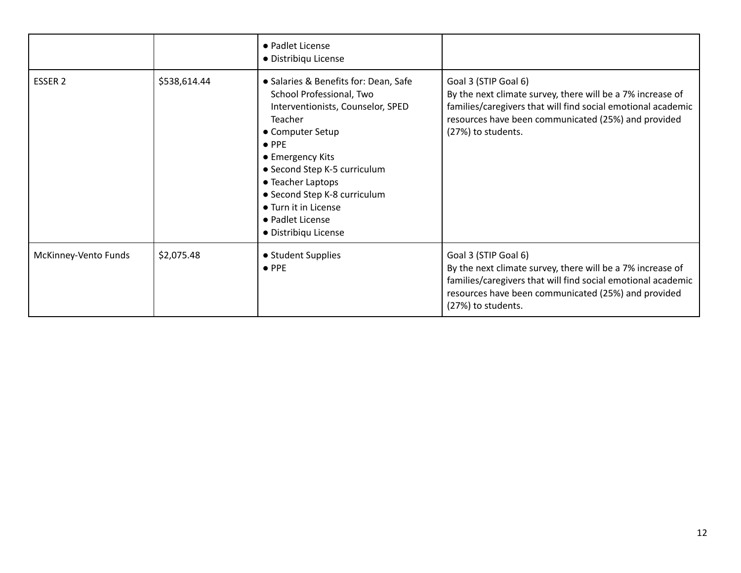| | | | |
|---|---|---|---|
| | | • Padlet License<br>• Distribiqu License | |
| ESSER 2 | $538,614.44 | • Salaries & Benefits for: Dean, Safe School Professional, Two Interventionists, Counselor, SPED Teacher<br>• Computer Setup<br>• PPE<br>• Emergency Kits<br>• Second Step K-5 curriculum<br>• Teacher Laptops<br>• Second Step K-8 curriculum<br>• Turn it in License<br>• Padlet License<br>• Distribiqu License | Goal 3 (STIP Goal 6)<br>By the next climate survey, there will be a 7% increase of families/caregivers that will find social emotional academic resources have been communicated (25%) and provided (27%) to students. |
| McKinney-Vento Funds | $2,075.48 | • Student Supplies<br>• PPE | Goal 3 (STIP Goal 6)<br>By the next climate survey, there will be a 7% increase of families/caregivers that will find social emotional academic resources have been communicated (25%) and provided (27%) to students. |